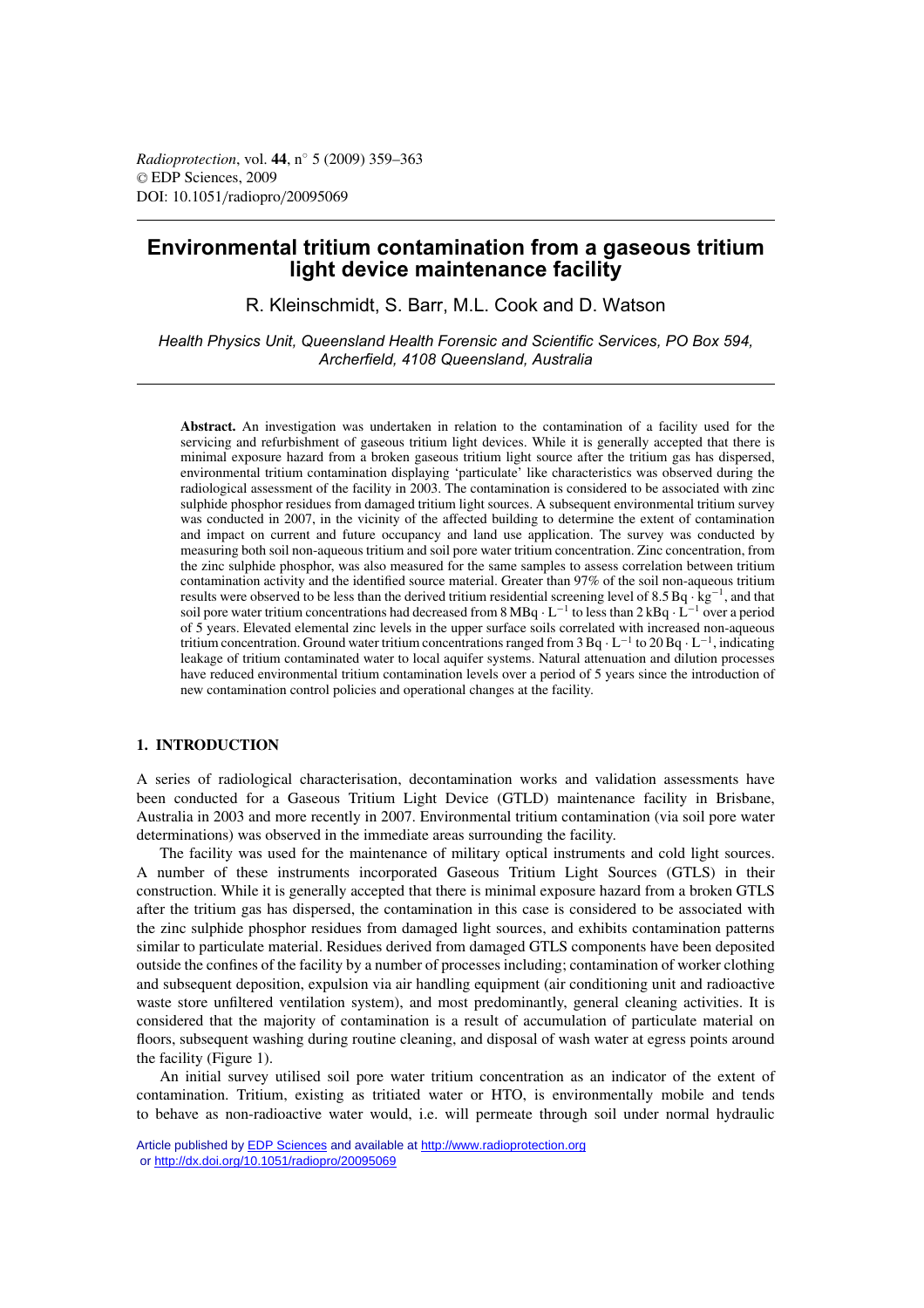# Environmental tritium contamination from a gaseous tritium light device maintenance facility

R. Kleinschmidt, S. Barr, M.L. Cook and D. Watson

*Health Physics Unit, Queensland Health Forensic and Scientific Services, PO Box 594, Archerfield, 4108 Queensland, Australia*

**Abstract.** An investigation was undertaken in relation to the contamination of a facility used for the servicing and refurbishment of gaseous tritium light devices. While it is generally accepted that there is minimal exposure hazard from a broken gaseous tritium light source after the tritium gas has dispersed, environmental tritium contamination displaying 'particulate' like characteristics was observed during the radiological assessment of the facility in 2003. The contamination is considered to be associated with zinc sulphide phosphor residues from damaged tritium light sources. A subsequent environmental tritium survey was conducted in 2007, in the vicinity of the affected building to determine the extent of contamination and impact on current and future occupancy and land use application. The survey was conducted by measuring both soil non-aqueous tritium and soil pore water tritium concentration. Zinc concentration, from the zinc sulphide phosphor, was also measured for the same samples to assess correlation between tritium contamination activity and the identified source material. Greater than 97% of the soil non-aqueous tritium results were observed to be less than the derived tritium residential screening level of $8.5\ \mathrm{Bq \cdot kg^{-1}}$, and that soil pore water tritium concentrations had decreased from $8\ \mathrm{MBq \cdot L^{-1}}$ to less than $2\ \mathrm{kBq \cdot L^{-1}}$ over a period of 5 years. Elevated elemental zinc levels in the upper surface soils correlated with increased non-aqueous tritium concentration. Ground water tritium concentrations ranged from $3\ \mathrm{Bq \cdot L^{-1}}$ to $20\ \mathrm{Bq \cdot L^{-1}}$, indicating leakage of tritium contaminated water to local aquifer systems. Natural attenuation and dilution processes have reduced environmental tritium contamination levels over a period of 5 years since the introduction of new contamination control policies and operational changes at the facility.

## 1. INTRODUCTION

A series of radiological characterisation, decontamination works and validation assessments have been conducted for a Gaseous Tritium Light Device (GTLD) maintenance facility in Brisbane, Australia in 2003 and more recently in 2007. Environmental tritium contamination (via soil pore water determinations) was observed in the immediate areas surrounding the facility.

The facility was used for the maintenance of military optical instruments and cold light sources. A number of these instruments incorporated Gaseous Tritium Light Sources (GTLS) in their construction. While it is generally accepted that there is minimal exposure hazard from a broken GTLS after the tritium gas has dispersed, the contamination in this case is considered to be associated with the zinc sulphide phosphor residues from damaged light sources, and exhibits contamination patterns similar to particulate material. Residues derived from damaged GTLS components have been deposited outside the confines of the facility by a number of processes including; contamination of worker clothing and subsequent deposition, expulsion via air handling equipment (air conditioning unit and radioactive waste store unfiltered ventilation system), and most predominantly, general cleaning activities. It is considered that the majority of contamination is a result of accumulation of particulate material on floors, subsequent washing during routine cleaning, and disposal of wash water at egress points around the facility (Figure 1).

An initial survey utilised soil pore water tritium concentration as an indicator of the extent of contamination. Tritium, existing as tritiated water or HTO, is environmentally mobile and tends to behave as non-radioactive water would, i.e. will permeate through soil under normal hydraulic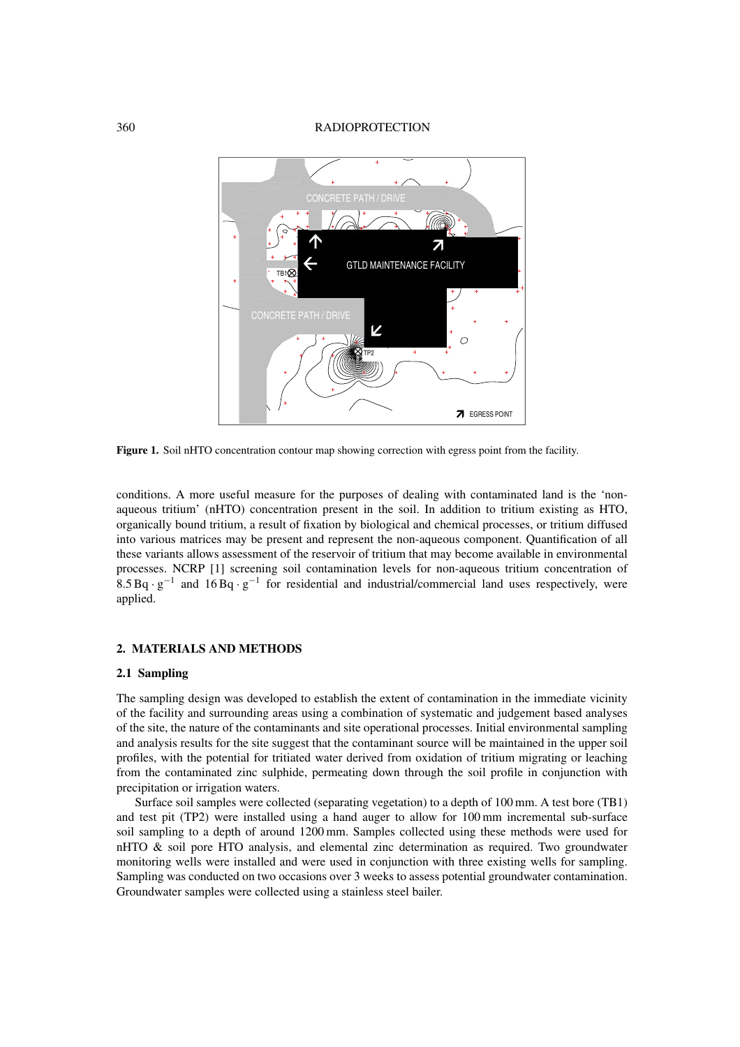**Figure 1.** Soil nHTO concentration contour map showing correction with egress point from the facility.

conditions. A more useful measure for the purposes of dealing with contaminated land is the 'non-aqueous tritium' (nHTO) concentration present in the soil. In addition to tritium existing as HTO, organically bound tritium, a result of fixation by biological and chemical processes, or tritium diffused into various matrices may be present and represent the non-aqueous component. Quantification of all these variants allows assessment of the reservoir of tritium that may become available in environmental processes. NCRP [1] screening soil contamination levels for non-aqueous tritium concentration of $8.5\,\mathrm{Bq \cdot g^{-1}}$ and $16\,\mathrm{Bq \cdot g^{-1}}$ for residential and industrial/commercial land uses respectively, were applied.

## 2. MATERIALS AND METHODS

### 2.1 Sampling

The sampling design was developed to establish the extent of contamination in the immediate vicinity of the facility and surrounding areas using a combination of systematic and judgement based analyses of the site, the nature of the contaminants and site operational processes. Initial environmental sampling and analysis results for the site suggest that the contaminant source will be maintained in the upper soil profiles, with the potential for tritiated water derived from oxidation of tritium migrating or leaching from the contaminated zinc sulphide, permeating down through the soil profile in conjunction with precipitation or irrigation waters.

Surface soil samples were collected (separating vegetation) to a depth of 100 mm. A test bore (TB1) and test pit (TP2) were installed using a hand auger to allow for 100 mm incremental sub-surface soil sampling to a depth of around 1200 mm. Samples collected using these methods were used for nHTO & soil pore HTO analysis, and elemental zinc determination as required. Two groundwater monitoring wells were installed and were used in conjunction with three existing wells for sampling. Sampling was conducted on two occasions over 3 weeks to assess potential groundwater contamination. Groundwater samples were collected using a stainless steel bailer.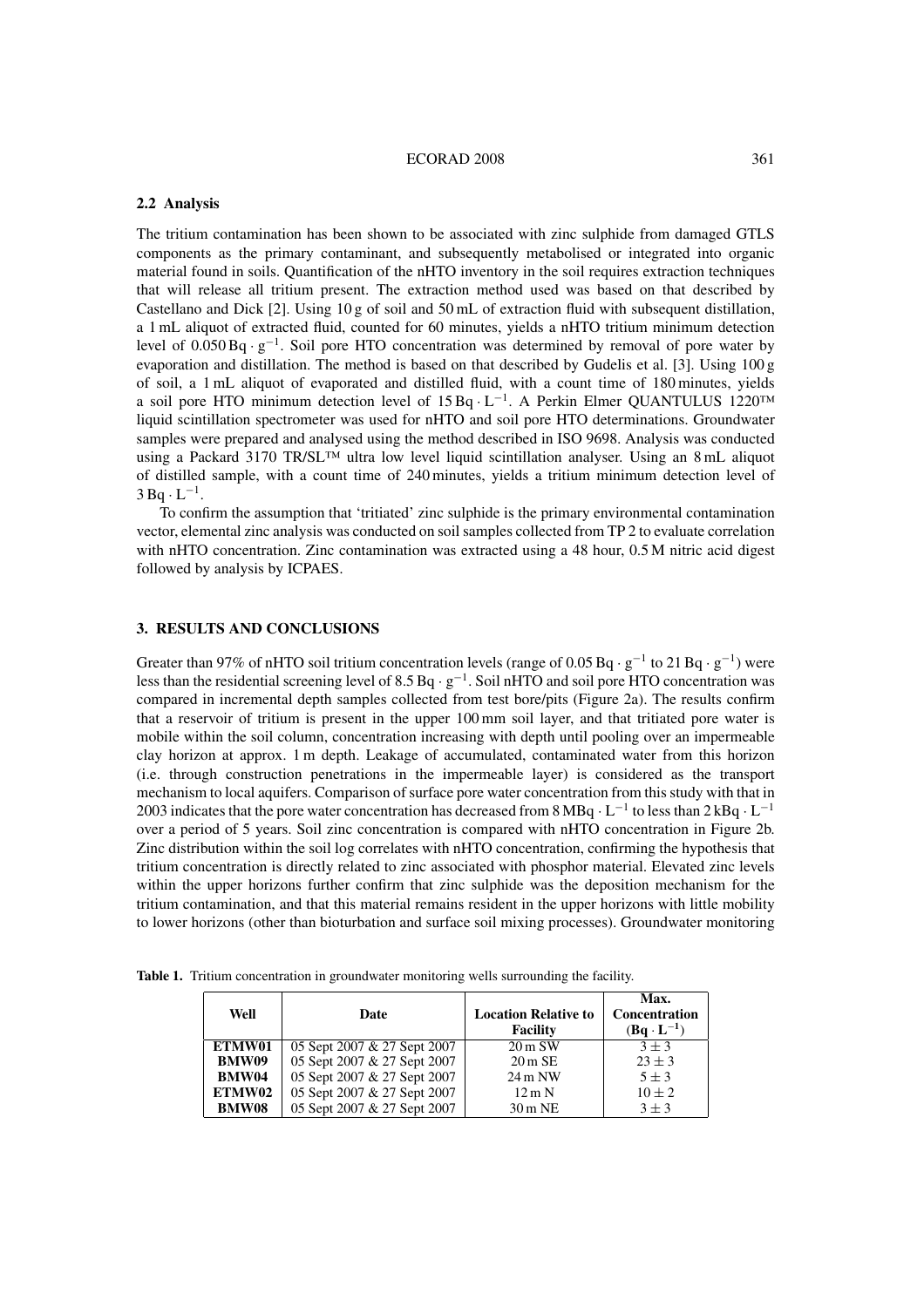### 2.2 Analysis

The tritium contamination has been shown to be associated with zinc sulphide from damaged GTLS components as the primary contaminant, and subsequently metabolised or integrated into organic material found in soils. Quantification of the nHTO inventory in the soil requires extraction techniques that will release all tritium present. The extraction method used was based on that described by Castellano and Dick [2]. Using 10 g of soil and 50 mL of extraction fluid with subsequent distillation, a 1 mL aliquot of extracted fluid, counted for 60 minutes, yields a nHTO tritium minimum detection level of $0.050\,\text{Bq} \cdot \text{g}^{-1}$. Soil pore HTO concentration was determined by removal of pore water by evaporation and distillation. The method is based on that described by Gudelis et al. [3]. Using 100 g of soil, a 1 mL aliquot of evaporated and distilled fluid, with a count time of 180 minutes, yields a soil pore HTO minimum detection level of $15\,\text{Bq} \cdot \text{L}^{-1}$. A Perkin Elmer QUANTULUS 1220™ liquid scintillation spectrometer was used for nHTO and soil pore HTO determinations. Groundwater samples were prepared and analysed using the method described in ISO 9698. Analysis was conducted using a Packard 3170 TR/SL™ ultra low level liquid scintillation analyser. Using an 8 mL aliquot of distilled sample, with a count time of 240 minutes, yields a tritium minimum detection level of $3\,\text{Bq} \cdot \text{L}^{-1}$.

To confirm the assumption that 'tritiated' zinc sulphide is the primary environmental contamination vector, elemental zinc analysis was conducted on soil samples collected from TP 2 to evaluate correlation with nHTO concentration. Zinc contamination was extracted using a 48 hour, 0.5 M nitric acid digest followed by analysis by ICPAES.

## 3. RESULTS AND CONCLUSIONS

Greater than 97% of nHTO soil tritium concentration levels (range of $0.05\,\text{Bq} \cdot \text{g}^{-1}$ to $21\,\text{Bq} \cdot \text{g}^{-1}$) were less than the residential screening level of $8.5\,\text{Bq} \cdot \text{g}^{-1}$. Soil nHTO and soil pore HTO concentration was compared in incremental depth samples collected from test bore/pits (Figure 2a). The results confirm that a reservoir of tritium is present in the upper 100 mm soil layer, and that tritiated pore water is mobile within the soil column, concentration increasing with depth until pooling over an impermeable clay horizon at approx. 1 m depth. Leakage of accumulated, contaminated water from this horizon (i.e. through construction penetrations in the impermeable layer) is considered as the transport mechanism to local aquifers. Comparison of surface pore water concentration from this study with that in 2003 indicates that the pore water concentration has decreased from $8\,\text{MBq} \cdot \text{L}^{-1}$ to less than $2\,\text{kBq} \cdot \text{L}^{-1}$ over a period of 5 years. Soil zinc concentration is compared with nHTO concentration in Figure 2b. Zinc distribution within the soil log correlates with nHTO concentration, confirming the hypothesis that tritium concentration is directly related to zinc associated with phosphor material. Elevated zinc levels within the upper horizons further confirm that zinc sulphide was the deposition mechanism for the tritium contamination, and that this material remains resident in the upper horizons with little mobility to lower horizons (other than bioturbation and surface soil mixing processes). Groundwater monitoring

**Table 1.** Tritium concentration in groundwater monitoring wells surrounding the facility.

| Well | Date | Location Relative to Facility | Max. Concentration ($\text{Bq} \cdot \text{L}^{-1}$) |
|---|---|---|---|
| **ETMW01** | 05 Sept 2007 & 27 Sept 2007 | 20 m SW | $3 \pm 3$ |
| **BMW09** | 05 Sept 2007 & 27 Sept 2007 | 20 m SE | $23 \pm 3$ |
| **BMW04** | 05 Sept 2007 & 27 Sept 2007 | 24 m NW | $5 \pm 3$ |
| **ETMW02** | 05 Sept 2007 & 27 Sept 2007 | 12 m N | $10 \pm 2$ |
| **BMW08** | 05 Sept 2007 & 27 Sept 2007 | 30 m NE | $3 \pm 3$ |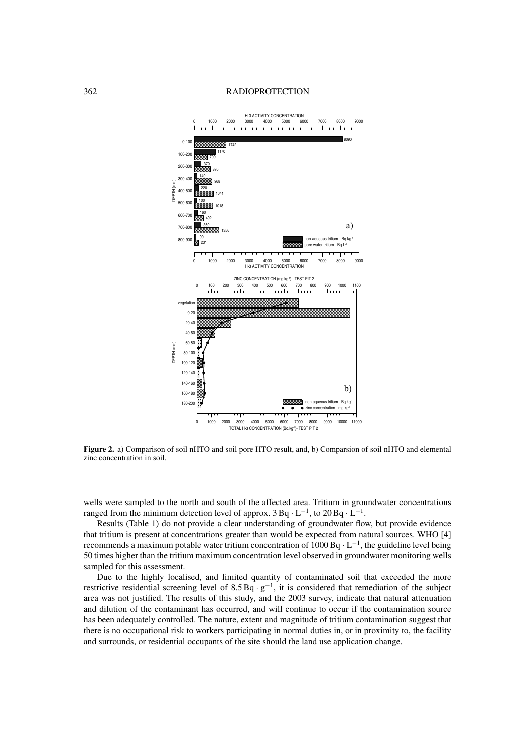**Figure 2.** a) Comparison of soil nHTO and soil pore HTO result, and, b) Comparsion of soil nHTO and elemental zinc concentration in soil.

wells were sampled to the north and south of the affected area. Tritium in groundwater concentrations ranged from the minimum detection level of approx. $3\,\mathrm{Bq \cdot L^{-1}}$, to $20\,\mathrm{Bq \cdot L^{-1}}$.

Results (Table 1) do not provide a clear understanding of groundwater flow, but provide evidence that tritium is present at concentrations greater than would be expected from natural sources. WHO [4] recommends a maximum potable water tritium concentration of $1000\,\mathrm{Bq \cdot L^{-1}}$, the guideline level being 50 times higher than the tritium maximum concentration level observed in groundwater monitoring wells sampled for this assessment.

Due to the highly localised, and limited quantity of contaminated soil that exceeded the more restrictive residential screening level of $8.5\,\mathrm{Bq \cdot g^{-1}}$, it is considered that remediation of the subject area was not justified. The results of this study, and the 2003 survey, indicate that natural attenuation and dilution of the contaminant has occurred, and will continue to occur if the contamination source has been adequately controlled. The nature, extent and magnitude of tritium contamination suggest that there is no occupational risk to workers participating in normal duties in, or in proximity to, the facility and surrounds, or residential occupants of the site should the land use application change.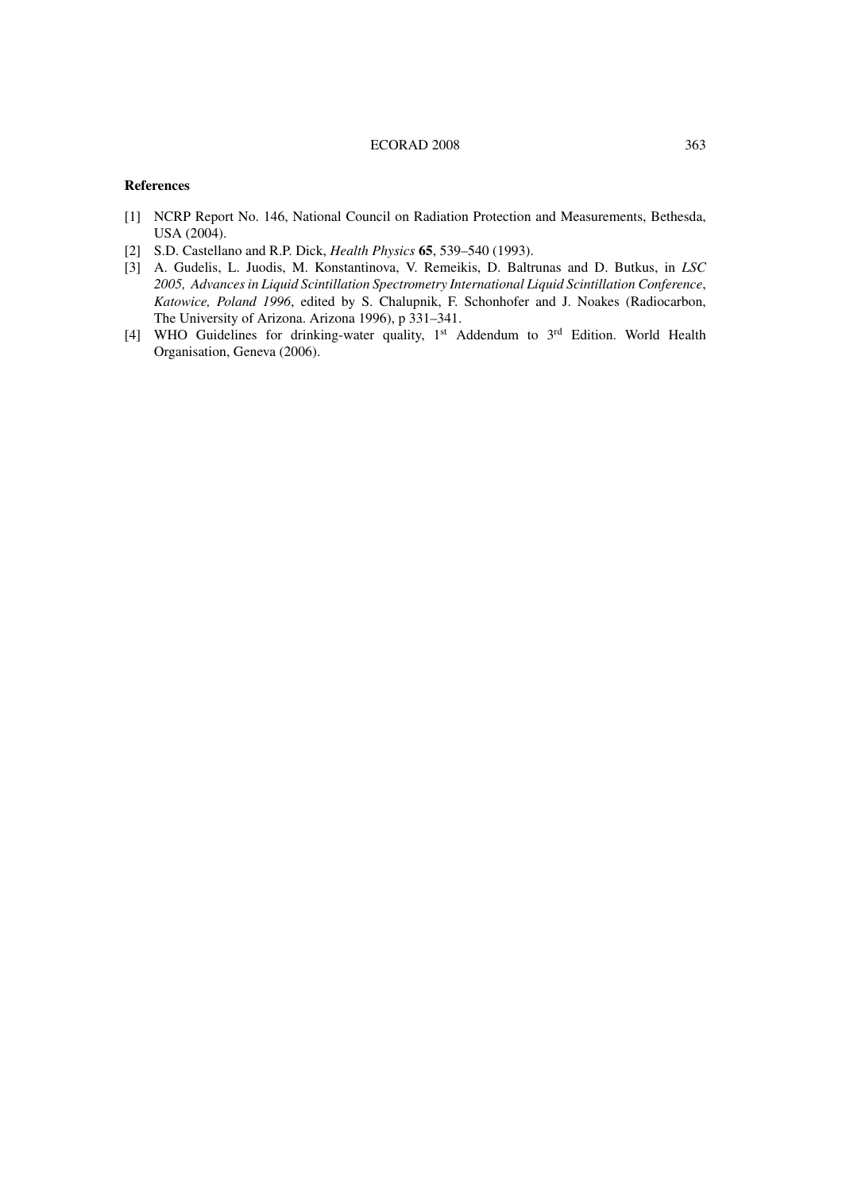## References

[1] NCRP Report No. 146, National Council on Radiation Protection and Measurements, Bethesda, USA (2004).

[2] S.D. Castellano and R.P. Dick, *Health Physics* **65**, 539–540 (1993).

[3] A. Gudelis, L. Juodis, M. Konstantinova, V. Remeikis, D. Baltrunas and D. Butkus, in *LSC 2005, Advances in Liquid Scintillation Spectrometry International Liquid Scintillation Conference, Katowice, Poland 1996*, edited by S. Chalupnik, F. Schonhofer and J. Noakes (Radiocarbon, The University of Arizona. Arizona 1996), p 331–341.

[4] WHO Guidelines for drinking-water quality, 1st Addendum to 3rd Edition. World Health Organisation, Geneva (2006).